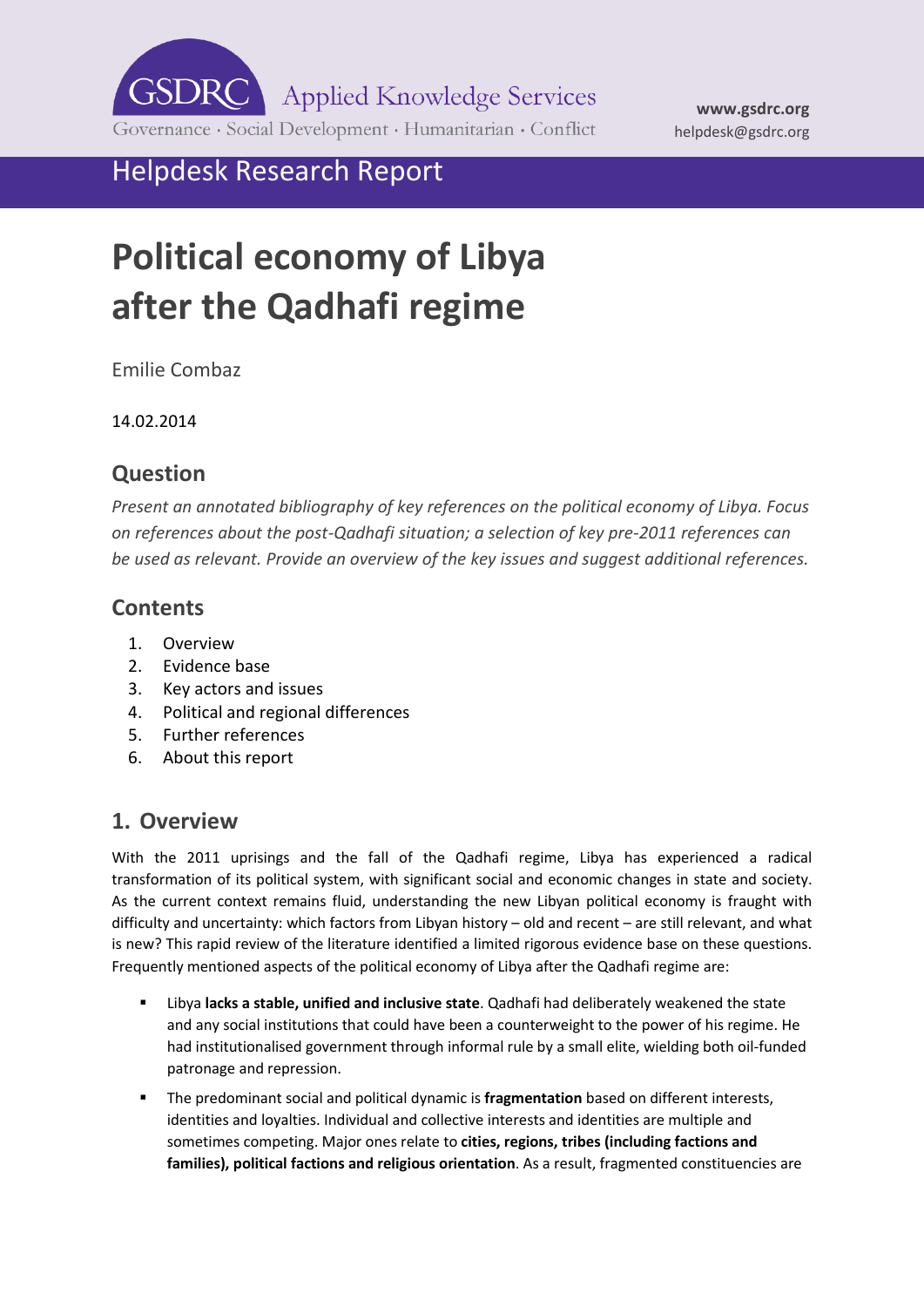GSDRC Applied Knowledge Services

Governance · Social Development · Humanitarian · Conflict

**www.gsdrc.org**
helpdesk@gsdrc.org

## Helpdesk Research Report

# Political economy of Libya after the Qadhafi regime

Emilie Combaz

14.02.2014

## Question

*Present an annotated bibliography of key references on the political economy of Libya. Focus on references about the post-Qadhafi situation; a selection of key pre-2011 references can be used as relevant. Provide an overview of the key issues and suggest additional references.*

## Contents

1. Overview
2. Evidence base
3. Key actors and issues
4. Political and regional differences
5. Further references
6. About this report

## 1. Overview

With the 2011 uprisings and the fall of the Qadhafi regime, Libya has experienced a radical transformation of its political system, with significant social and economic changes in state and society. As the current context remains fluid, understanding the new Libyan political economy is fraught with difficulty and uncertainty: which factors from Libyan history – old and recent – are still relevant, and what is new? This rapid review of the literature identified a limited rigorous evidence base on these questions. Frequently mentioned aspects of the political economy of Libya after the Qadhafi regime are:

- Libya **lacks a stable, unified and inclusive state**. Qadhafi had deliberately weakened the state and any social institutions that could have been a counterweight to the power of his regime. He had institutionalised government through informal rule by a small elite, wielding both oil-funded patronage and repression.
- The predominant social and political dynamic is **fragmentation** based on different interests, identities and loyalties. Individual and collective interests and identities are multiple and sometimes competing. Major ones relate to **cities, regions, tribes (including factions and families), political factions and religious orientation**. As a result, fragmented constituencies are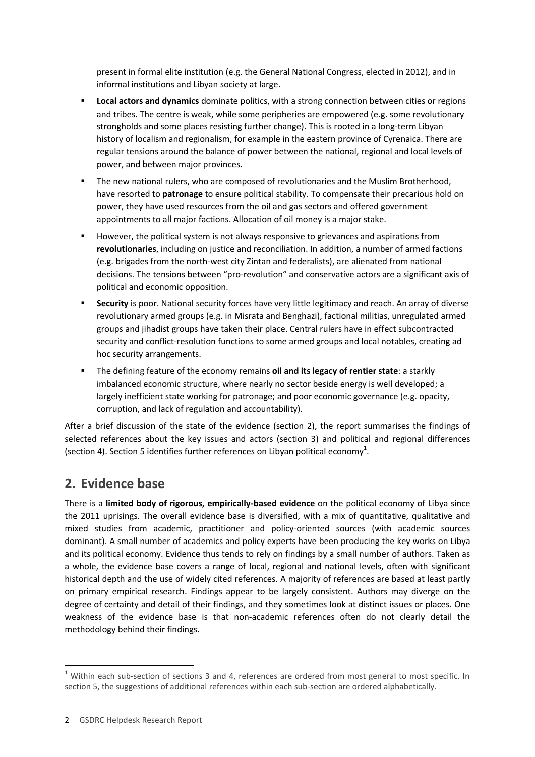present in formal elite institution (e.g. the General National Congress, elected in 2012), and in informal institutions and Libyan society at large.

- **Local actors and dynamics** dominate politics, with a strong connection between cities or regions and tribes. The centre is weak, while some peripheries are empowered (e.g. some revolutionary strongholds and some places resisting further change). This is rooted in a long-term Libyan history of localism and regionalism, for example in the eastern province of Cyrenaica. There are regular tensions around the balance of power between the national, regional and local levels of power, and between major provinces.
- The new national rulers, who are composed of revolutionaries and the Muslim Brotherhood, have resorted to **patronage** to ensure political stability. To compensate their precarious hold on power, they have used resources from the oil and gas sectors and offered government appointments to all major factions. Allocation of oil money is a major stake.
- However, the political system is not always responsive to grievances and aspirations from **revolutionaries**, including on justice and reconciliation. In addition, a number of armed factions (e.g. brigades from the north-west city Zintan and federalists), are alienated from national decisions. The tensions between "pro-revolution" and conservative actors are a significant axis of political and economic opposition.
- **Security** is poor. National security forces have very little legitimacy and reach. An array of diverse revolutionary armed groups (e.g. in Misrata and Benghazi), factional militias, unregulated armed groups and jihadist groups have taken their place. Central rulers have in effect subcontracted security and conflict-resolution functions to some armed groups and local notables, creating ad hoc security arrangements.
- The defining feature of the economy remains **oil and its legacy of rentier state**: a starkly imbalanced economic structure, where nearly no sector beside energy is well developed; a largely inefficient state working for patronage; and poor economic governance (e.g. opacity, corruption, and lack of regulation and accountability).

After a brief discussion of the state of the evidence (section 2), the report summarises the findings of selected references about the key issues and actors (section 3) and political and regional differences (section 4). Section 5 identifies further references on Libyan political economy[1].

## 2. Evidence base

There is a **limited body of rigorous, empirically-based evidence** on the political economy of Libya since the 2011 uprisings. The overall evidence base is diversified, with a mix of quantitative, qualitative and mixed studies from academic, practitioner and policy-oriented sources (with academic sources dominant). A small number of academics and policy experts have been producing the key works on Libya and its political economy. Evidence thus tends to rely on findings by a small number of authors. Taken as a whole, the evidence base covers a range of local, regional and national levels, often with significant historical depth and the use of widely cited references. A majority of references are based at least partly on primary empirical research. Findings appear to be largely consistent. Authors may diverge on the degree of certainty and detail of their findings, and they sometimes look at distinct issues or places. One weakness of the evidence base is that non-academic references often do not clearly detail the methodology behind their findings.

[1] Within each sub-section of sections 3 and 4, references are ordered from most general to most specific. In section 5, the suggestions of additional references within each sub-section are ordered alphabetically.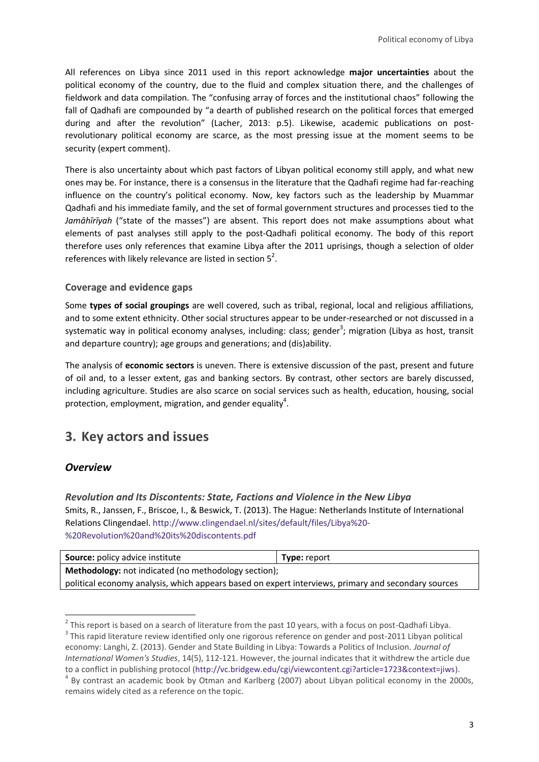All references on Libya since 2011 used in this report acknowledge **major uncertainties** about the political economy of the country, due to the fluid and complex situation there, and the challenges of fieldwork and data compilation. The "confusing array of forces and the institutional chaos" following the fall of Qadhafi are compounded by "a dearth of published research on the political forces that emerged during and after the revolution" (Lacher, 2013: p.5). Likewise, academic publications on post-revolutionary political economy are scarce, as the most pressing issue at the moment seems to be security (expert comment).

There is also uncertainty about which past factors of Libyan political economy still apply, and what new ones may be. For instance, there is a consensus in the literature that the Qadhafi regime had far-reaching influence on the country's political economy. Now, key factors such as the leadership by Muammar Qadhafi and his immediate family, and the set of formal government structures and processes tied to the *Jamāhīrīyah* ("state of the masses") are absent. This report does not make assumptions about what elements of past analyses still apply to the post-Qadhafi political economy. The body of this report therefore uses only references that examine Libya after the 2011 uprisings, though a selection of older references with likely relevance are listed in section 5[2].

### Coverage and evidence gaps

Some **types of social groupings** are well covered, such as tribal, regional, local and religious affiliations, and to some extent ethnicity. Other social structures appear to be under-researched or not discussed in a systematic way in political economy analyses, including: class; gender[3]; migration (Libya as host, transit and departure country); age groups and generations; and (dis)ability.

The analysis of **economic sectors** is uneven. There is extensive discussion of the past, present and future of oil and, to a lesser extent, gas and banking sectors. By contrast, other sectors are barely discussed, including agriculture. Studies are also scarce on social services such as health, education, housing, social protection, employment, migration, and gender equality[4].

# 3. Key actors and issues

## *Overview*

***Revolution and Its Discontents: State, Factions and Violence in the New Libya***

Smits, R., Janssen, F., Briscoe, I., & Beswick, T. (2013). The Hague: Netherlands Institute of International Relations Clingendael. http://www.clingendael.nl/sites/default/files/Libya%20-%20Revolution%20and%20its%20discontents.pdf

| **Source:** policy advice institute | **Type:** report |
|---|---|
| **Methodology:** not indicated (no methodology section); political economy analysis, which appears based on expert interviews, primary and secondary sources | |

[2] This report is based on a search of literature from the past 10 years, with a focus on post-Qadhafi Libya.

[3] This rapid literature review identified only one rigorous reference on gender and post-2011 Libyan political economy: Langhi, Z. (2013). Gender and State Building in Libya: Towards a Politics of Inclusion. *Journal of International Women's Studies*, 14(5), 112-121. However, the journal indicates that it withdrew the article due to a conflict in publishing protocol (http://vc.bridgew.edu/cgi/viewcontent.cgi?article=1723&context=jiws).

[4] By contrast an academic book by Otman and Karlberg (2007) about Libyan political economy in the 2000s, remains widely cited as a reference on the topic.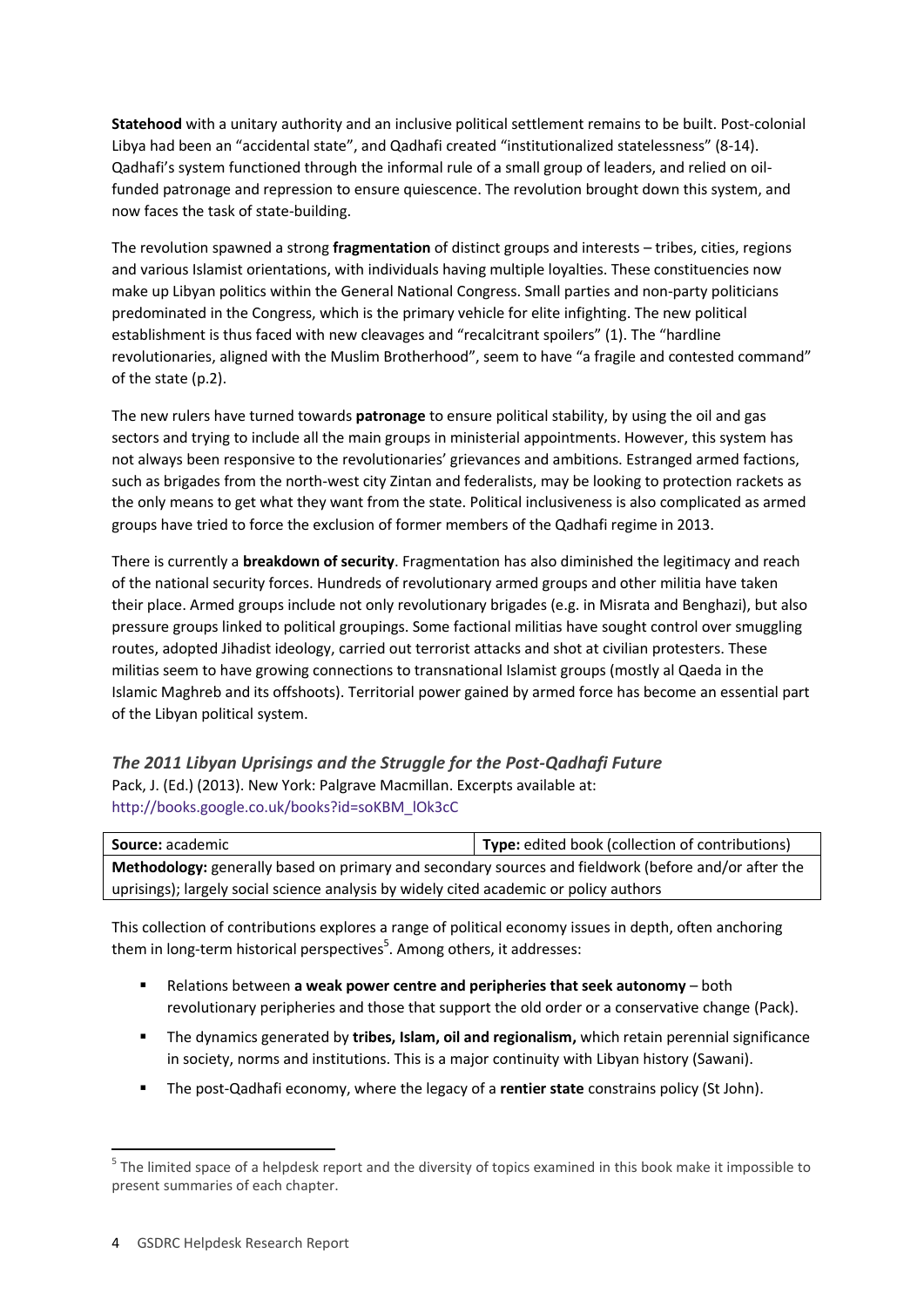**Statehood** with a unitary authority and an inclusive political settlement remains to be built. Post-colonial Libya had been an "accidental state", and Qadhafi created "institutionalized statelessness" (8-14). Qadhafi's system functioned through the informal rule of a small group of leaders, and relied on oil-funded patronage and repression to ensure quiescence. The revolution brought down this system, and now faces the task of state-building.

The revolution spawned a strong **fragmentation** of distinct groups and interests – tribes, cities, regions and various Islamist orientations, with individuals having multiple loyalties. These constituencies now make up Libyan politics within the General National Congress. Small parties and non-party politicians predominated in the Congress, which is the primary vehicle for elite infighting. The new political establishment is thus faced with new cleavages and "recalcitrant spoilers" (1). The "hardline revolutionaries, aligned with the Muslim Brotherhood", seem to have "a fragile and contested command" of the state (p.2).

The new rulers have turned towards **patronage** to ensure political stability, by using the oil and gas sectors and trying to include all the main groups in ministerial appointments. However, this system has not always been responsive to the revolutionaries' grievances and ambitions. Estranged armed factions, such as brigades from the north-west city Zintan and federalists, may be looking to protection rackets as the only means to get what they want from the state. Political inclusiveness is also complicated as armed groups have tried to force the exclusion of former members of the Qadhafi regime in 2013.

There is currently a **breakdown of security**. Fragmentation has also diminished the legitimacy and reach of the national security forces. Hundreds of revolutionary armed groups and other militia have taken their place. Armed groups include not only revolutionary brigades (e.g. in Misrata and Benghazi), but also pressure groups linked to political groupings. Some factional militias have sought control over smuggling routes, adopted Jihadist ideology, carried out terrorist attacks and shot at civilian protesters. These militias seem to have growing connections to transnational Islamist groups (mostly al Qaeda in the Islamic Maghreb and its offshoots). Territorial power gained by armed force has become an essential part of the Libyan political system.

### *The 2011 Libyan Uprisings and the Struggle for the Post-Qadhafi Future*

Pack, J. (Ed.) (2013). New York: Palgrave Macmillan. Excerpts available at: http://books.google.co.uk/books?id=soKBM_lOk3cC

| **Source:** academic | **Type:** edited book (collection of contributions) |
|---|---|
| **Methodology:** generally based on primary and secondary sources and fieldwork (before and/or after the uprisings); largely social science analysis by widely cited academic or policy authors | |

This collection of contributions explores a range of political economy issues in depth, often anchoring them in long-term historical perspectives[5]. Among others, it addresses:

- Relations between **a weak power centre and peripheries that seek autonomy** – both revolutionary peripheries and those that support the old order or a conservative change (Pack).
- The dynamics generated by **tribes, Islam, oil and regionalism,** which retain perennial significance in society, norms and institutions. This is a major continuity with Libyan history (Sawani).
- The post-Qadhafi economy, where the legacy of a **rentier state** constrains policy (St John).

[5] The limited space of a helpdesk report and the diversity of topics examined in this book make it impossible to present summaries of each chapter.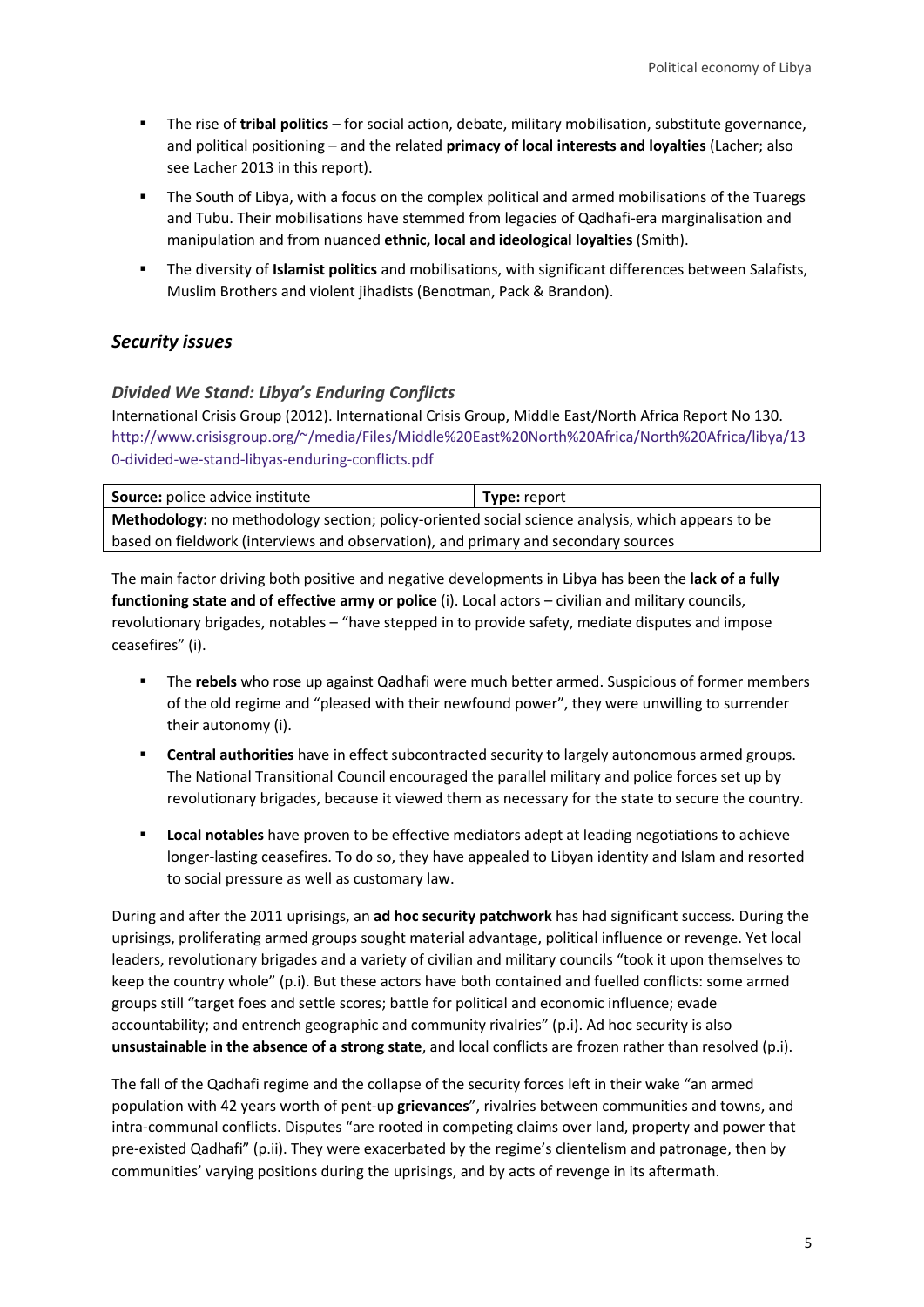- The rise of **tribal politics** – for social action, debate, military mobilisation, substitute governance, and political positioning – and the related **primacy of local interests and loyalties** (Lacher; also see Lacher 2013 in this report).
- The South of Libya, with a focus on the complex political and armed mobilisations of the Tuaregs and Tubu. Their mobilisations have stemmed from legacies of Qadhafi-era marginalisation and manipulation and from nuanced **ethnic, local and ideological loyalties** (Smith).
- The diversity of **Islamist politics** and mobilisations, with significant differences between Salafists, Muslim Brothers and violent jihadists (Benotman, Pack & Brandon).

## *Security issues*

### *Divided We Stand: Libya's Enduring Conflicts*

International Crisis Group (2012). International Crisis Group, Middle East/North Africa Report No 130. http://www.crisisgroup.org/~/media/Files/Middle%20East%20North%20Africa/North%20Africa/libya/130-divided-we-stand-libyas-enduring-conflicts.pdf

| **Source:** police advice institute | **Type:** report |
|---|---|
| **Methodology:** no methodology section; policy-oriented social science analysis, which appears to be based on fieldwork (interviews and observation), and primary and secondary sources | |

The main factor driving both positive and negative developments in Libya has been the **lack of a fully functioning state and of effective army or police** (i). Local actors – civilian and military councils, revolutionary brigades, notables – "have stepped in to provide safety, mediate disputes and impose ceasefires" (i).

- The **rebels** who rose up against Qadhafi were much better armed. Suspicious of former members of the old regime and "pleased with their newfound power", they were unwilling to surrender their autonomy (i).
- **Central authorities** have in effect subcontracted security to largely autonomous armed groups. The National Transitional Council encouraged the parallel military and police forces set up by revolutionary brigades, because it viewed them as necessary for the state to secure the country.
- **Local notables** have proven to be effective mediators adept at leading negotiations to achieve longer-lasting ceasefires. To do so, they have appealed to Libyan identity and Islam and resorted to social pressure as well as customary law.

During and after the 2011 uprisings, an **ad hoc security patchwork** has had significant success. During the uprisings, proliferating armed groups sought material advantage, political influence or revenge. Yet local leaders, revolutionary brigades and a variety of civilian and military councils "took it upon themselves to keep the country whole" (p.i). But these actors have both contained and fuelled conflicts: some armed groups still "target foes and settle scores; battle for political and economic influence; evade accountability; and entrench geographic and community rivalries" (p.i). Ad hoc security is also **unsustainable in the absence of a strong state**, and local conflicts are frozen rather than resolved (p.i).

The fall of the Qadhafi regime and the collapse of the security forces left in their wake "an armed population with 42 years worth of pent-up **grievances**", rivalries between communities and towns, and intra-communal conflicts. Disputes "are rooted in competing claims over land, property and power that pre-existed Qadhafi" (p.ii). They were exacerbated by the regime's clientelism and patronage, then by communities' varying positions during the uprisings, and by acts of revenge in its aftermath.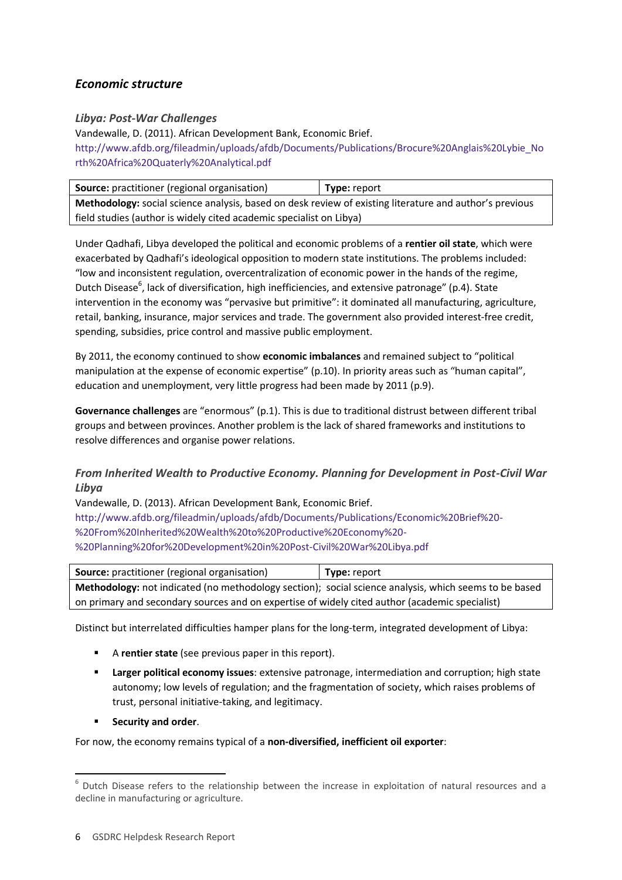## *Economic structure*

### *Libya: Post-War Challenges*

Vandewalle, D. (2011). African Development Bank, Economic Brief.
http://www.afdb.org/fileadmin/uploads/afdb/Documents/Publications/Brocure%20Anglais%20Lybie_North%20Africa%20Quaterly%20Analytical.pdf

| **Source:** practitioner (regional organisation) | **Type:** report |
|---|---|
| **Methodology:** social science analysis, based on desk review of existing literature and author's previous field studies (author is widely cited academic specialist on Libya) | |

Under Qadhafi, Libya developed the political and economic problems of a **rentier oil state**, which were exacerbated by Qadhafi's ideological opposition to modern state institutions. The problems included: "low and inconsistent regulation, overcentralization of economic power in the hands of the regime, Dutch Disease[6], lack of diversification, high inefficiencies, and extensive patronage" (p.4). State intervention in the economy was "pervasive but primitive": it dominated all manufacturing, agriculture, retail, banking, insurance, major services and trade. The government also provided interest-free credit, spending, subsidies, price control and massive public employment.

By 2011, the economy continued to show **economic imbalances** and remained subject to "political manipulation at the expense of economic expertise" (p.10). In priority areas such as "human capital", education and unemployment, very little progress had been made by 2011 (p.9).

**Governance challenges** are "enormous" (p.1). This is due to traditional distrust between different tribal groups and between provinces. Another problem is the lack of shared frameworks and institutions to resolve differences and organise power relations.

### *From Inherited Wealth to Productive Economy. Planning for Development in Post-Civil War Libya*

Vandewalle, D. (2013). African Development Bank, Economic Brief.
http://www.afdb.org/fileadmin/uploads/afdb/Documents/Publications/Economic%20Brief%20-%20From%20Inherited%20Wealth%20to%20Productive%20Economy%20-%20Planning%20for%20Development%20in%20Post-Civil%20War%20Libya.pdf

| **Source:** practitioner (regional organisation) | **Type:** report |
|---|---|
| **Methodology:** not indicated (no methodology section); social science analysis, which seems to be based on primary and secondary sources and on expertise of widely cited author (academic specialist) | |

Distinct but interrelated difficulties hamper plans for the long-term, integrated development of Libya:

- A **rentier state** (see previous paper in this report).
- **Larger political economy issues**: extensive patronage, intermediation and corruption; high state autonomy; low levels of regulation; and the fragmentation of society, which raises problems of trust, personal initiative-taking, and legitimacy.
- **Security and order**.

For now, the economy remains typical of a **non-diversified, inefficient oil exporter**:

[6] Dutch Disease refers to the relationship between the increase in exploitation of natural resources and a decline in manufacturing or agriculture.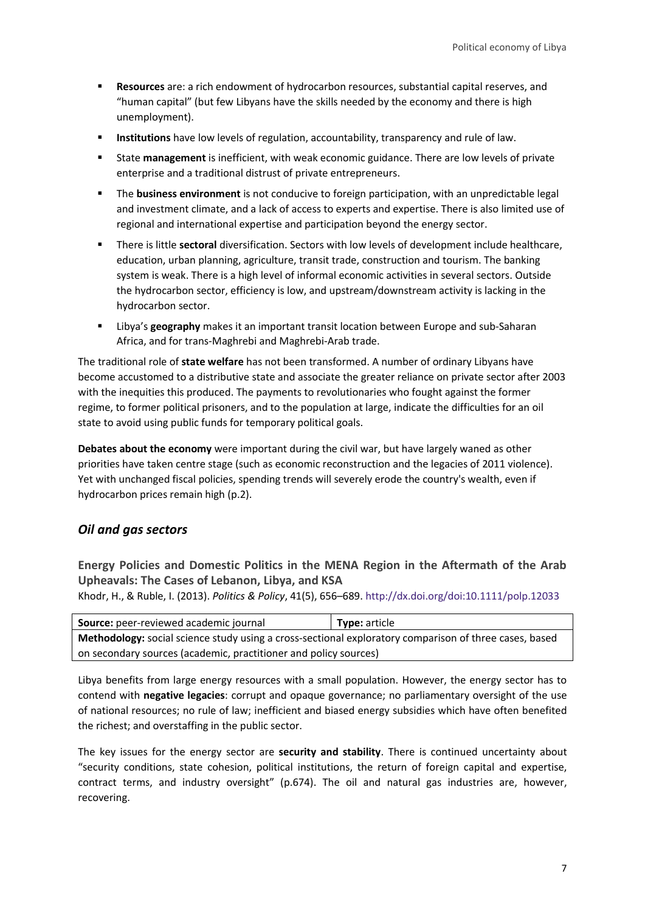- **Resources** are: a rich endowment of hydrocarbon resources, substantial capital reserves, and "human capital" (but few Libyans have the skills needed by the economy and there is high unemployment).
- **Institutions** have low levels of regulation, accountability, transparency and rule of law.
- State **management** is inefficient, with weak economic guidance. There are low levels of private enterprise and a traditional distrust of private entrepreneurs.
- The **business environment** is not conducive to foreign participation, with an unpredictable legal and investment climate, and a lack of access to experts and expertise. There is also limited use of regional and international expertise and participation beyond the energy sector.
- There is little **sectoral** diversification. Sectors with low levels of development include healthcare, education, urban planning, agriculture, transit trade, construction and tourism. The banking system is weak. There is a high level of informal economic activities in several sectors. Outside the hydrocarbon sector, efficiency is low, and upstream/downstream activity is lacking in the hydrocarbon sector.
- Libya's **geography** makes it an important transit location between Europe and sub-Saharan Africa, and for trans-Maghrebi and Maghrebi-Arab trade.

The traditional role of **state welfare** has not been transformed. A number of ordinary Libyans have become accustomed to a distributive state and associate the greater reliance on private sector after 2003 with the inequities this produced. The payments to revolutionaries who fought against the former regime, to former political prisoners, and to the population at large, indicate the difficulties for an oil state to avoid using public funds for temporary political goals.

**Debates about the economy** were important during the civil war, but have largely waned as other priorities have taken centre stage (such as economic reconstruction and the legacies of 2011 violence). Yet with unchanged fiscal policies, spending trends will severely erode the country's wealth, even if hydrocarbon prices remain high (p.2).

## *Oil and gas sectors*

### Energy Policies and Domestic Politics in the MENA Region in the Aftermath of the Arab Upheavals: The Cases of Lebanon, Libya, and KSA

Khodr, H., & Ruble, I. (2013). *Politics & Policy*, 41(5), 656–689. http://dx.doi.org/doi:10.1111/polp.12033

| **Source:** peer-reviewed academic journal | **Type:** article |
|---|---|
| **Methodology:** social science study using a cross-sectional exploratory comparison of three cases, based on secondary sources (academic, practitioner and policy sources) | |

Libya benefits from large energy resources with a small population. However, the energy sector has to contend with **negative legacies**: corrupt and opaque governance; no parliamentary oversight of the use of national resources; no rule of law; inefficient and biased energy subsidies which have often benefited the richest; and overstaffing in the public sector.

The key issues for the energy sector are **security and stability**. There is continued uncertainty about "security conditions, state cohesion, political institutions, the return of foreign capital and expertise, contract terms, and industry oversight" (p.674). The oil and natural gas industries are, however, recovering.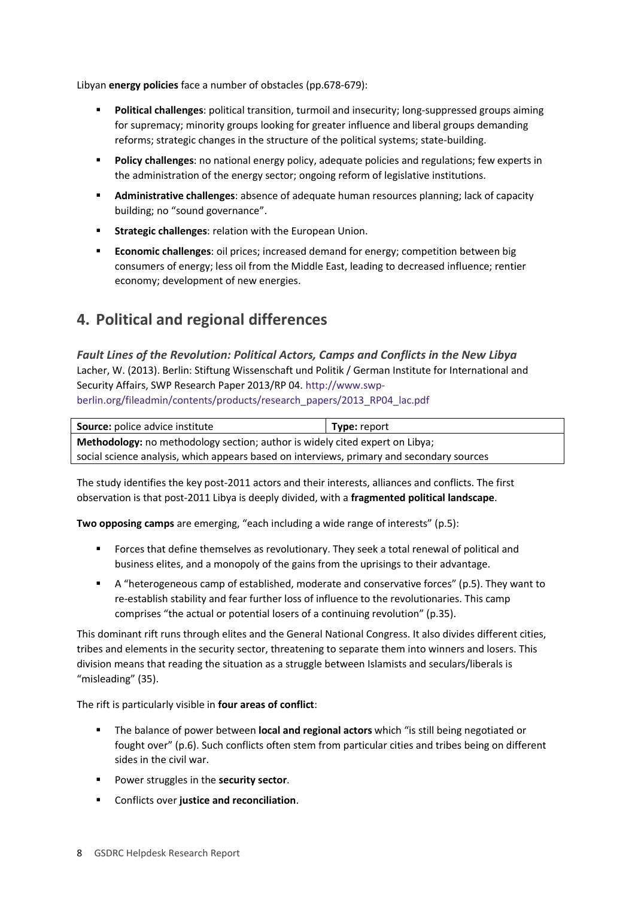Libyan **energy policies** face a number of obstacles (pp.678-679):

- **Political challenges**: political transition, turmoil and insecurity; long-suppressed groups aiming for supremacy; minority groups looking for greater influence and liberal groups demanding reforms; strategic changes in the structure of the political systems; state-building.
- **Policy challenges**: no national energy policy, adequate policies and regulations; few experts in the administration of the energy sector; ongoing reform of legislative institutions.
- **Administrative challenges**: absence of adequate human resources planning; lack of capacity building; no "sound governance".
- **Strategic challenges**: relation with the European Union.
- **Economic challenges**: oil prices; increased demand for energy; competition between big consumers of energy; less oil from the Middle East, leading to decreased influence; rentier economy; development of new energies.

## 4. Political and regional differences

***Fault Lines of the Revolution: Political Actors, Camps and Conflicts in the New Libya***
Lacher, W. (2013). Berlin: Stiftung Wissenschaft und Politik / German Institute for International and Security Affairs, SWP Research Paper 2013/RP 04. http://www.swp-berlin.org/fileadmin/contents/products/research_papers/2013_RP04_lac.pdf

| **Source:** police advice institute | **Type:** report |
|---|---|
| **Methodology:** no methodology section; author is widely cited expert on Libya; social science analysis, which appears based on interviews, primary and secondary sources | |

The study identifies the key post-2011 actors and their interests, alliances and conflicts. The first observation is that post-2011 Libya is deeply divided, with a **fragmented political landscape**.

**Two opposing camps** are emerging, "each including a wide range of interests" (p.5):

- Forces that define themselves as revolutionary. They seek a total renewal of political and business elites, and a monopoly of the gains from the uprisings to their advantage.
- A "heterogeneous camp of established, moderate and conservative forces" (p.5). They want to re-establish stability and fear further loss of influence to the revolutionaries. This camp comprises "the actual or potential losers of a continuing revolution" (p.35).

This dominant rift runs through elites and the General National Congress. It also divides different cities, tribes and elements in the security sector, threatening to separate them into winners and losers. This division means that reading the situation as a struggle between Islamists and seculars/liberals is "misleading" (35).

The rift is particularly visible in **four areas of conflict**:

- The balance of power between **local and regional actors** which "is still being negotiated or fought over" (p.6). Such conflicts often stem from particular cities and tribes being on different sides in the civil war.
- Power struggles in the **security sector**.
- Conflicts over **justice and reconciliation**.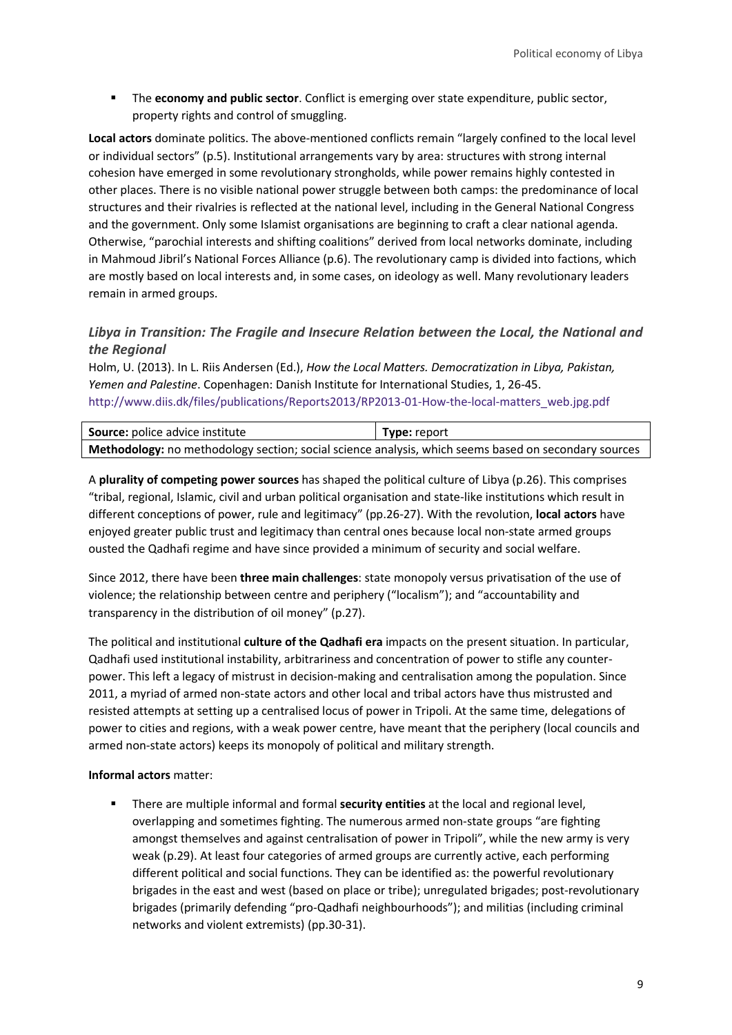- The **economy and public sector**. Conflict is emerging over state expenditure, public sector, property rights and control of smuggling.

**Local actors** dominate politics. The above-mentioned conflicts remain "largely confined to the local level or individual sectors" (p.5). Institutional arrangements vary by area: structures with strong internal cohesion have emerged in some revolutionary strongholds, while power remains highly contested in other places. There is no visible national power struggle between both camps: the predominance of local structures and their rivalries is reflected at the national level, including in the General National Congress and the government. Only some Islamist organisations are beginning to craft a clear national agenda. Otherwise, "parochial interests and shifting coalitions" derived from local networks dominate, including in Mahmoud Jibril's National Forces Alliance (p.6). The revolutionary camp is divided into factions, which are mostly based on local interests and, in some cases, on ideology as well. Many revolutionary leaders remain in armed groups.

### *Libya in Transition: The Fragile and Insecure Relation between the Local, the National and the Regional*

Holm, U. (2013). In L. Riis Andersen (Ed.), *How the Local Matters. Democratization in Libya, Pakistan, Yemen and Palestine*. Copenhagen: Danish Institute for International Studies, 1, 26-45.
http://www.diis.dk/files/publications/Reports2013/RP2013-01-How-the-local-matters_web.jpg.pdf

| **Source:** police advice institute | **Type:** report |
|---|---|
| **Methodology:** no methodology section; social science analysis, which seems based on secondary sources | |

A **plurality of competing power sources** has shaped the political culture of Libya (p.26). This comprises "tribal, regional, Islamic, civil and urban political organisation and state-like institutions which result in different conceptions of power, rule and legitimacy" (pp.26-27). With the revolution, **local actors** have enjoyed greater public trust and legitimacy than central ones because local non-state armed groups ousted the Qadhafi regime and have since provided a minimum of security and social welfare.

Since 2012, there have been **three main challenges**: state monopoly versus privatisation of the use of violence; the relationship between centre and periphery ("localism"); and "accountability and transparency in the distribution of oil money" (p.27).

The political and institutional **culture of the Qadhafi era** impacts on the present situation. In particular, Qadhafi used institutional instability, arbitrariness and concentration of power to stifle any counter-power. This left a legacy of mistrust in decision-making and centralisation among the population. Since 2011, a myriad of armed non-state actors and other local and tribal actors have thus mistrusted and resisted attempts at setting up a centralised locus of power in Tripoli. At the same time, delegations of power to cities and regions, with a weak power centre, have meant that the periphery (local councils and armed non-state actors) keeps its monopoly of political and military strength.

**Informal actors** matter:

- There are multiple informal and formal **security entities** at the local and regional level, overlapping and sometimes fighting. The numerous armed non-state groups "are fighting amongst themselves and against centralisation of power in Tripoli", while the new army is very weak (p.29). At least four categories of armed groups are currently active, each performing different political and social functions. They can be identified as: the powerful revolutionary brigades in the east and west (based on place or tribe); unregulated brigades; post-revolutionary brigades (primarily defending "pro-Qadhafi neighbourhoods"); and militias (including criminal networks and violent extremists) (pp.30-31).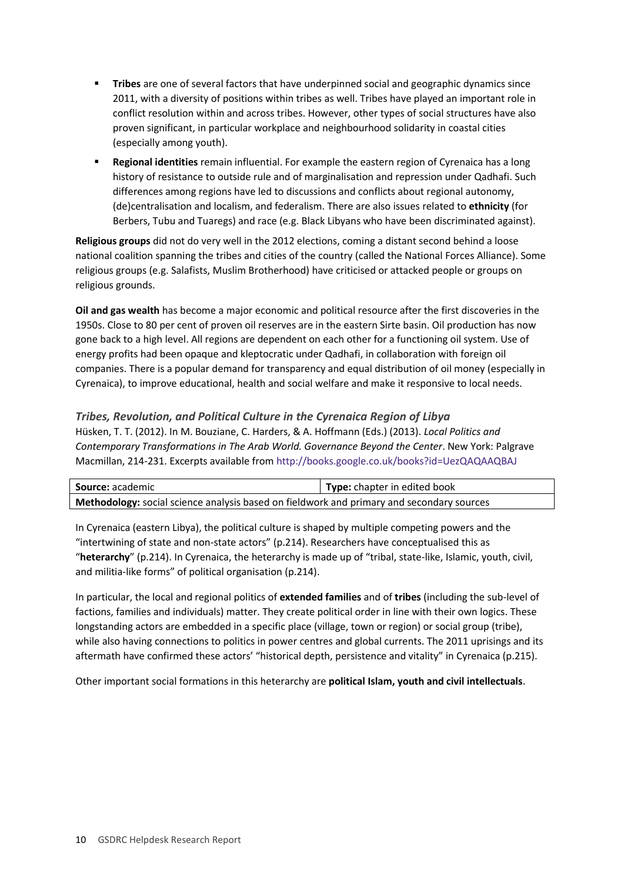- **Tribes** are one of several factors that have underpinned social and geographic dynamics since 2011, with a diversity of positions within tribes as well. Tribes have played an important role in conflict resolution within and across tribes. However, other types of social structures have also proven significant, in particular workplace and neighbourhood solidarity in coastal cities (especially among youth).
- **Regional identities** remain influential. For example the eastern region of Cyrenaica has a long history of resistance to outside rule and of marginalisation and repression under Qadhafi. Such differences among regions have led to discussions and conflicts about regional autonomy, (de)centralisation and localism, and federalism. There are also issues related to **ethnicity** (for Berbers, Tubu and Tuaregs) and race (e.g. Black Libyans who have been discriminated against).

**Religious groups** did not do very well in the 2012 elections, coming a distant second behind a loose national coalition spanning the tribes and cities of the country (called the National Forces Alliance). Some religious groups (e.g. Salafists, Muslim Brotherhood) have criticised or attacked people or groups on religious grounds.

**Oil and gas wealth** has become a major economic and political resource after the first discoveries in the 1950s. Close to 80 per cent of proven oil reserves are in the eastern Sirte basin. Oil production has now gone back to a high level. All regions are dependent on each other for a functioning oil system. Use of energy profits had been opaque and kleptocratic under Qadhafi, in collaboration with foreign oil companies. There is a popular demand for transparency and equal distribution of oil money (especially in Cyrenaica), to improve educational, health and social welfare and make it responsive to local needs.

### *Tribes, Revolution, and Political Culture in the Cyrenaica Region of Libya*

Hüsken, T. T. (2012). In M. Bouziane, C. Harders, & A. Hoffmann (Eds.) (2013). *Local Politics and Contemporary Transformations in The Arab World. Governance Beyond the Center*. New York: Palgrave Macmillan, 214-231. Excerpts available from http://books.google.co.uk/books?id=UezQAQAAQBAJ

| **Source:** academic | **Type:** chapter in edited book |
|---|---|
| **Methodology:** social science analysis based on fieldwork and primary and secondary sources | |

In Cyrenaica (eastern Libya), the political culture is shaped by multiple competing powers and the "intertwining of state and non-state actors" (p.214). Researchers have conceptualised this as "**heterarchy**" (p.214). In Cyrenaica, the heterarchy is made up of "tribal, state-like, Islamic, youth, civil, and militia-like forms" of political organisation (p.214).

In particular, the local and regional politics of **extended families** and of **tribes** (including the sub-level of factions, families and individuals) matter. They create political order in line with their own logics. These longstanding actors are embedded in a specific place (village, town or region) or social group (tribe), while also having connections to politics in power centres and global currents. The 2011 uprisings and its aftermath have confirmed these actors' "historical depth, persistence and vitality" in Cyrenaica (p.215).

Other important social formations in this heterarchy are **political Islam, youth and civil intellectuals**.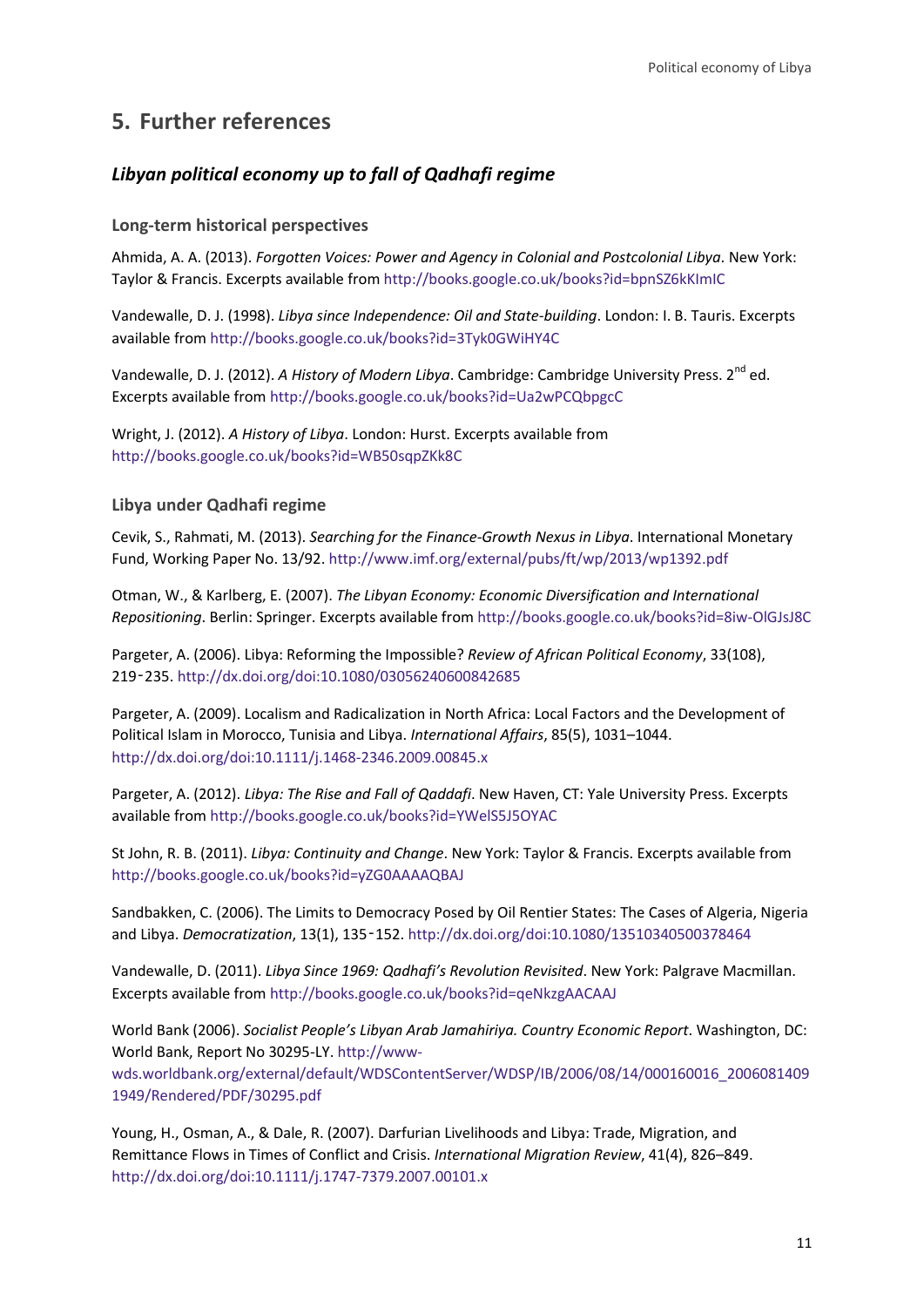## 5. Further references

### *Libyan political economy up to fall of Qadhafi regime*

#### Long-term historical perspectives

Ahmida, A. A. (2013). *Forgotten Voices: Power and Agency in Colonial and Postcolonial Libya*. New York: Taylor & Francis. Excerpts available from http://books.google.co.uk/books?id=bpnSZ6kKImIC

Vandewalle, D. J. (1998). *Libya since Independence: Oil and State-building*. London: I. B. Tauris. Excerpts available from http://books.google.co.uk/books?id=3Tyk0GWiHY4C

Vandewalle, D. J. (2012). *A History of Modern Libya*. Cambridge: Cambridge University Press. 2nd ed. Excerpts available from http://books.google.co.uk/books?id=Ua2wPCQbpgcC

Wright, J. (2012). *A History of Libya*. London: Hurst. Excerpts available from http://books.google.co.uk/books?id=WB50sqpZKk8C

#### Libya under Qadhafi regime

Cevik, S., Rahmati, M. (2013). *Searching for the Finance-Growth Nexus in Libya*. International Monetary Fund, Working Paper No. 13/92. http://www.imf.org/external/pubs/ft/wp/2013/wp1392.pdf

Otman, W., & Karlberg, E. (2007). *The Libyan Economy: Economic Diversification and International Repositioning*. Berlin: Springer. Excerpts available from http://books.google.co.uk/books?id=8iw-OlGJsJ8C

Pargeter, A. (2006). Libya: Reforming the Impossible? *Review of African Political Economy*, 33(108), 219‑235. http://dx.doi.org/doi:10.1080/03056240600842685

Pargeter, A. (2009). Localism and Radicalization in North Africa: Local Factors and the Development of Political Islam in Morocco, Tunisia and Libya. *International Affairs*, 85(5), 1031–1044. http://dx.doi.org/doi:10.1111/j.1468-2346.2009.00845.x

Pargeter, A. (2012). *Libya: The Rise and Fall of Qaddafi*. New Haven, CT: Yale University Press. Excerpts available from http://books.google.co.uk/books?id=YWelS5J5OYAC

St John, R. B. (2011). *Libya: Continuity and Change*. New York: Taylor & Francis. Excerpts available from http://books.google.co.uk/books?id=yZG0AAAAQBAJ

Sandbakken, C. (2006). The Limits to Democracy Posed by Oil Rentier States: The Cases of Algeria, Nigeria and Libya. *Democratization*, 13(1), 135‑152. http://dx.doi.org/doi:10.1080/13510340500378464

Vandewalle, D. (2011). *Libya Since 1969: Qadhafi's Revolution Revisited*. New York: Palgrave Macmillan. Excerpts available from http://books.google.co.uk/books?id=qeNkzgAACAAJ

World Bank (2006). *Socialist People's Libyan Arab Jamahiriya. Country Economic Report*. Washington, DC: World Bank, Report No 30295-LY. http://www-wds.worldbank.org/external/default/WDSContentServer/WDSP/IB/2006/08/14/000160016_20060814091949/Rendered/PDF/30295.pdf

Young, H., Osman, A., & Dale, R. (2007). Darfurian Livelihoods and Libya: Trade, Migration, and Remittance Flows in Times of Conflict and Crisis. *International Migration Review*, 41(4), 826–849. http://dx.doi.org/doi:10.1111/j.1747-7379.2007.00101.x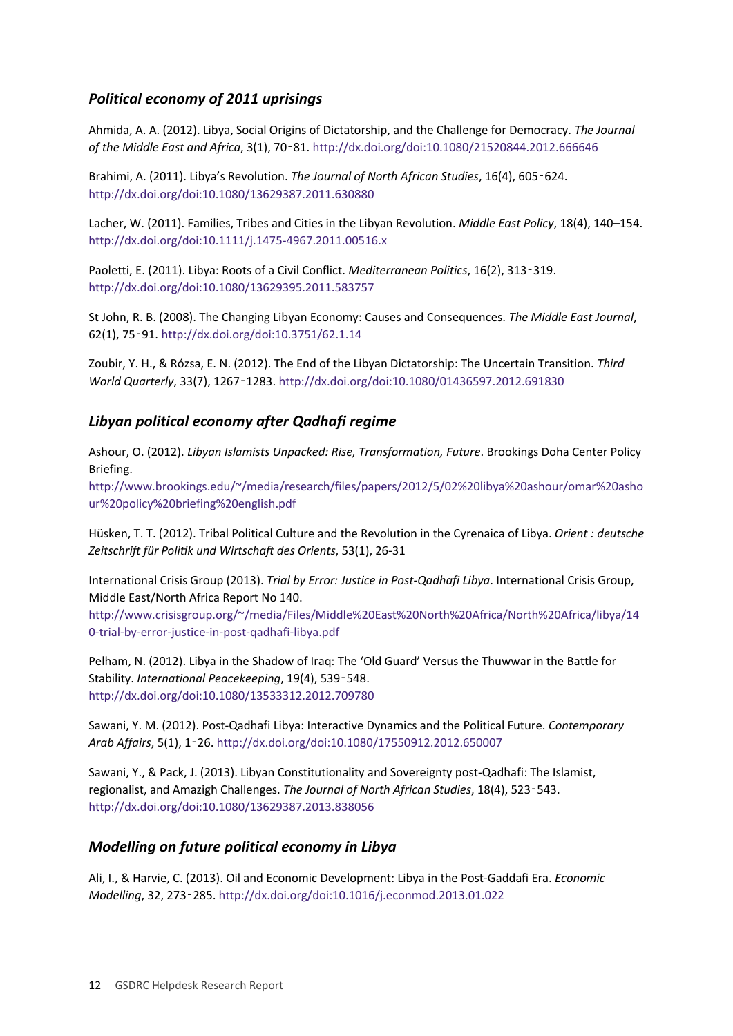### *Political economy of 2011 uprisings*

Ahmida, A. A. (2012). Libya, Social Origins of Dictatorship, and the Challenge for Democracy. *The Journal of the Middle East and Africa*, 3(1), 70‑81. http://dx.doi.org/doi:10.1080/21520844.2012.666646

Brahimi, A. (2011). Libya's Revolution. *The Journal of North African Studies*, 16(4), 605‑624. http://dx.doi.org/doi:10.1080/13629387.2011.630880

Lacher, W. (2011). Families, Tribes and Cities in the Libyan Revolution. *Middle East Policy*, 18(4), 140–154. http://dx.doi.org/doi:10.1111/j.1475-4967.2011.00516.x

Paoletti, E. (2011). Libya: Roots of a Civil Conflict. *Mediterranean Politics*, 16(2), 313‑319. http://dx.doi.org/doi:10.1080/13629395.2011.583757

St John, R. B. (2008). The Changing Libyan Economy: Causes and Consequences. *The Middle East Journal*, 62(1), 75‑91. http://dx.doi.org/doi:10.3751/62.1.14

Zoubir, Y. H., & Rózsa, E. N. (2012). The End of the Libyan Dictatorship: The Uncertain Transition. *Third World Quarterly*, 33(7), 1267‑1283. http://dx.doi.org/doi:10.1080/01436597.2012.691830

### *Libyan political economy after Qadhafi regime*

Ashour, O. (2012). *Libyan Islamists Unpacked: Rise, Transformation, Future*. Brookings Doha Center Policy Briefing.
http://www.brookings.edu/~/media/research/files/papers/2012/5/02%20libya%20ashour/omar%20ashour%20policy%20briefing%20english.pdf

Hüsken, T. T. (2012). Tribal Political Culture and the Revolution in the Cyrenaica of Libya. *Orient : deutsche Zeitschrift für Politik und Wirtschaft des Orients*, 53(1), 26-31

International Crisis Group (2013). *Trial by Error: Justice in Post-Qadhafi Libya*. International Crisis Group, Middle East/North Africa Report No 140.
http://www.crisisgroup.org/~/media/Files/Middle%20East%20North%20Africa/North%20Africa/libya/140-trial-by-error-justice-in-post-qadhafi-libya.pdf

Pelham, N. (2012). Libya in the Shadow of Iraq: The 'Old Guard' Versus the Thuwwar in the Battle for Stability. *International Peacekeeping*, 19(4), 539‑548. http://dx.doi.org/doi:10.1080/13533312.2012.709780

Sawani, Y. M. (2012). Post-Qadhafi Libya: Interactive Dynamics and the Political Future. *Contemporary Arab Affairs*, 5(1), 1‑26. http://dx.doi.org/doi:10.1080/17550912.2012.650007

Sawani, Y., & Pack, J. (2013). Libyan Constitutionality and Sovereignty post-Qadhafi: The Islamist, regionalist, and Amazigh Challenges. *The Journal of North African Studies*, 18(4), 523‑543. http://dx.doi.org/doi:10.1080/13629387.2013.838056

### *Modelling on future political economy in Libya*

Ali, I., & Harvie, C. (2013). Oil and Economic Development: Libya in the Post-Gaddafi Era. *Economic Modelling*, 32, 273‑285. http://dx.doi.org/doi:10.1016/j.econmod.2013.01.022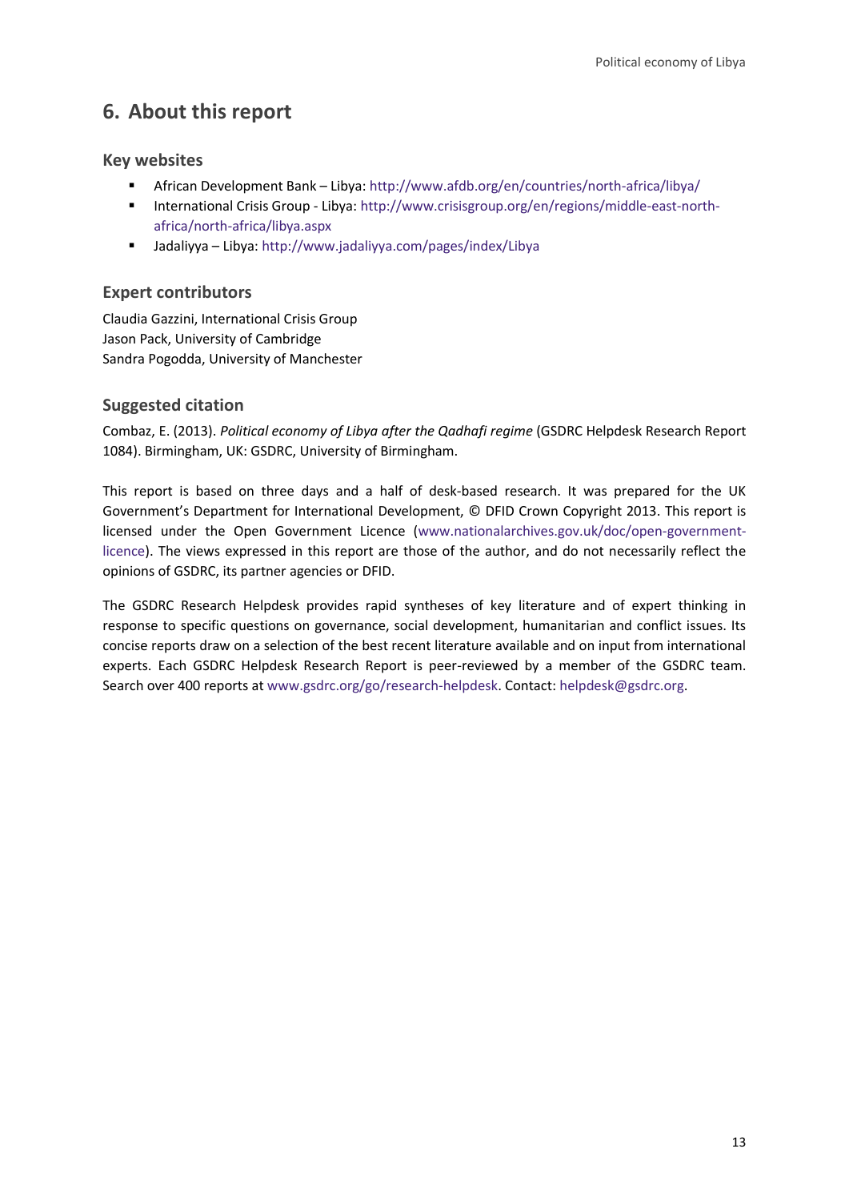## 6. About this report

### Key websites

- African Development Bank – Libya: http://www.afdb.org/en/countries/north-africa/libya/
- International Crisis Group - Libya: http://www.crisisgroup.org/en/regions/middle-east-north-africa/north-africa/libya.aspx
- Jadaliyya – Libya: http://www.jadaliyya.com/pages/index/Libya

### Expert contributors

Claudia Gazzini, International Crisis Group
Jason Pack, University of Cambridge
Sandra Pogodda, University of Manchester

### Suggested citation

Combaz, E. (2013). *Political economy of Libya after the Qadhafi regime* (GSDRC Helpdesk Research Report 1084). Birmingham, UK: GSDRC, University of Birmingham.

This report is based on three days and a half of desk-based research. It was prepared for the UK Government's Department for International Development, © DFID Crown Copyright 2013. This report is licensed under the Open Government Licence (www.nationalarchives.gov.uk/doc/open-government-licence). The views expressed in this report are those of the author, and do not necessarily reflect the opinions of GSDRC, its partner agencies or DFID.

The GSDRC Research Helpdesk provides rapid syntheses of key literature and of expert thinking in response to specific questions on governance, social development, humanitarian and conflict issues. Its concise reports draw on a selection of the best recent literature available and on input from international experts. Each GSDRC Helpdesk Research Report is peer-reviewed by a member of the GSDRC team. Search over 400 reports at www.gsdrc.org/go/research-helpdesk. Contact: helpdesk@gsdrc.org.